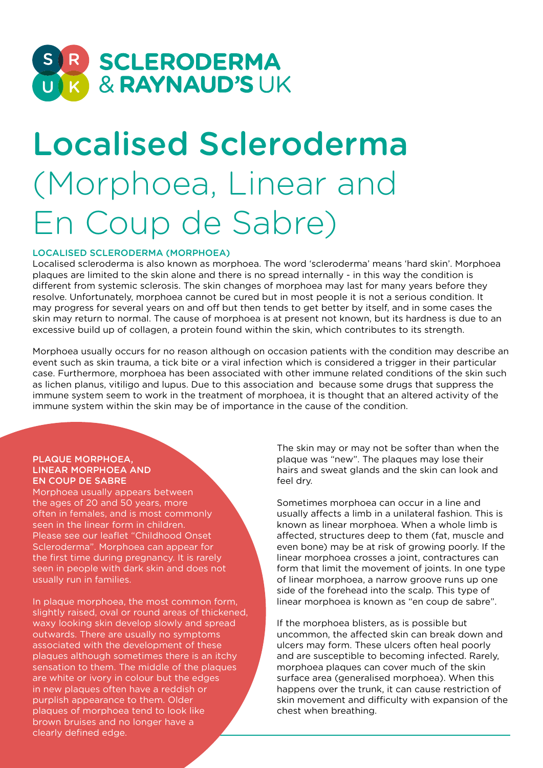**SCLERODERMA & RAYNAUD'S UK**

# Localised Scleroderma (Morphoea, Linear and En Coup de Sabre)

## LOCALISED SCLERODERMA (MORPHOEA)

Localised scleroderma is also known as morphoea. The word 'scleroderma' means 'hard skin'. Morphoea plaques are limited to the skin alone and there is no spread internally - in this way the condition is different from systemic sclerosis. The skin changes of morphoea may last for many years before they resolve. Unfortunately, morphoea cannot be cured but in most people it is not a serious condition. It may progress for several years on and off but then tends to get better by itself, and in some cases the skin may return to normal. The cause of morphoea is at present not known, but its hardness is due to an excessive build up of collagen, a protein found within the skin, which contributes to its strength.

Morphoea usually occurs for no reason although on occasion patients with the condition may describe an event such as skin trauma, a tick bite or a viral infection which is considered a trigger in their particular case. Furthermore, morphoea has been associated with other immune related conditions of the skin such as lichen planus, vitiligo and lupus. Due to this association and because some drugs that suppress the immune system seem to work in the treatment of morphoea, it is thought that an altered activity of the immune system within the skin may be of importance in the cause of the condition.

## PLAQUE MORPHOEA, LINEAR MORPHOEA AND EN COUP DE SABRE

Morphoea usually appears between the ages of 20 and 50 years, more often in females, and is most commonly seen in the linear form in children. Please see our leaflet "Childhood Onset Scleroderma". Morphoea can appear for the first time during pregnancy. It is rarely seen in people with dark skin and does not usually run in families.

In plaque morphoea, the most common form, slightly raised, oval or round areas of thickened, waxy looking skin develop slowly and spread outwards. There are usually no symptoms associated with the development of these plaques although sometimes there is an itchy sensation to them. The middle of the plaques are white or ivory in colour but the edges in new plaques often have a reddish or purplish appearance to them. Older plaques of morphoea tend to look like brown bruises and no longer have a clearly defined edge.

The skin may or may not be softer than when the plaque was "new". The plaques may lose their hairs and sweat glands and the skin can look and feel dry.

Sometimes morphoea can occur in a line and usually affects a limb in a unilateral fashion. This is known as linear morphoea. When a whole limb is affected, structures deep to them (fat, muscle and even bone) may be at risk of growing poorly. If the linear morphoea crosses a joint, contractures can form that limit the movement of joints. In one type of linear morphoea, a narrow groove runs up one side of the forehead into the scalp. This type of linear morphoea is known as "en coup de sabre".

If the morphoea blisters, as is possible but uncommon, the affected skin can break down and ulcers may form. These ulcers often heal poorly and are susceptible to becoming infected. Rarely, morphoea plaques can cover much of the skin surface area (generalised morphoea). When this happens over the trunk, it can cause restriction of skin movement and difficulty with expansion of the chest when breathing.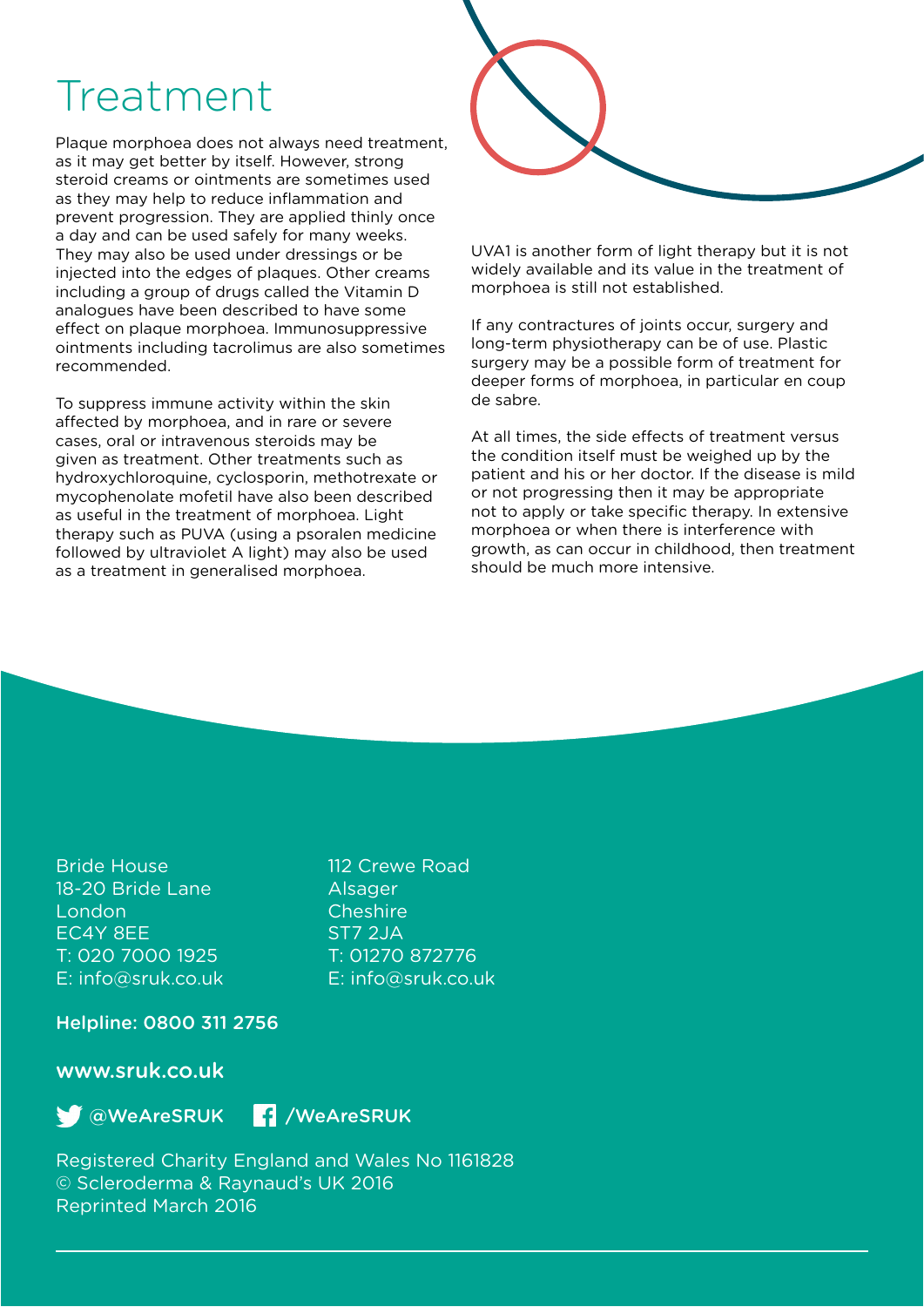# Treatment

Plaque morphoea does not always need treatment, as it may get better by itself. However, strong steroid creams or ointments are sometimes used as they may help to reduce inflammation and prevent progression. They are applied thinly once a day and can be used safely for many weeks. They may also be used under dressings or be injected into the edges of plaques. Other creams including a group of drugs called the Vitamin D analogues have been described to have some effect on plaque morphoea. Immunosuppressive ointments including tacrolimus are also sometimes recommended.

To suppress immune activity within the skin affected by morphoea, and in rare or severe cases, oral or intravenous steroids may be given as treatment. Other treatments such as hydroxychloroquine, cyclosporin, methotrexate or mycophenolate mofetil have also been described as useful in the treatment of morphoea. Light therapy such as PUVA (using a psoralen medicine followed by ultraviolet A light) may also be used as a treatment in generalised morphoea.

UVA1 is another form of light therapy but it is not widely available and its value in the treatment of morphoea is still not established.

If any contractures of joints occur, surgery and long-term physiotherapy can be of use. Plastic surgery may be a possible form of treatment for deeper forms of morphoea, in particular en coup de sabre.

At all times, the side effects of treatment versus the condition itself must be weighed up by the patient and his or her doctor. If the disease is mild or not progressing then it may be appropriate not to apply or take specific therapy. In extensive morphoea or when there is interference with growth, as can occur in childhood, then treatment should be much more intensive.

Bride House
18-20 Bride Lane
London
EC4Y 8EE
T: 020 7000 1925
E: info@sruk.co.uk

112 Crewe Road
Alsager
Cheshire
ST7 2JA
T: 01270 872776
E: info@sruk.co.uk

**Helpline: 0800 311 2756**

**www.sruk.co.uk**

**@WeAreSRUK** **/WeAreSRUK**

Registered Charity England and Wales No 1161828
© Scleroderma & Raynaud's UK 2016
Reprinted March 2016